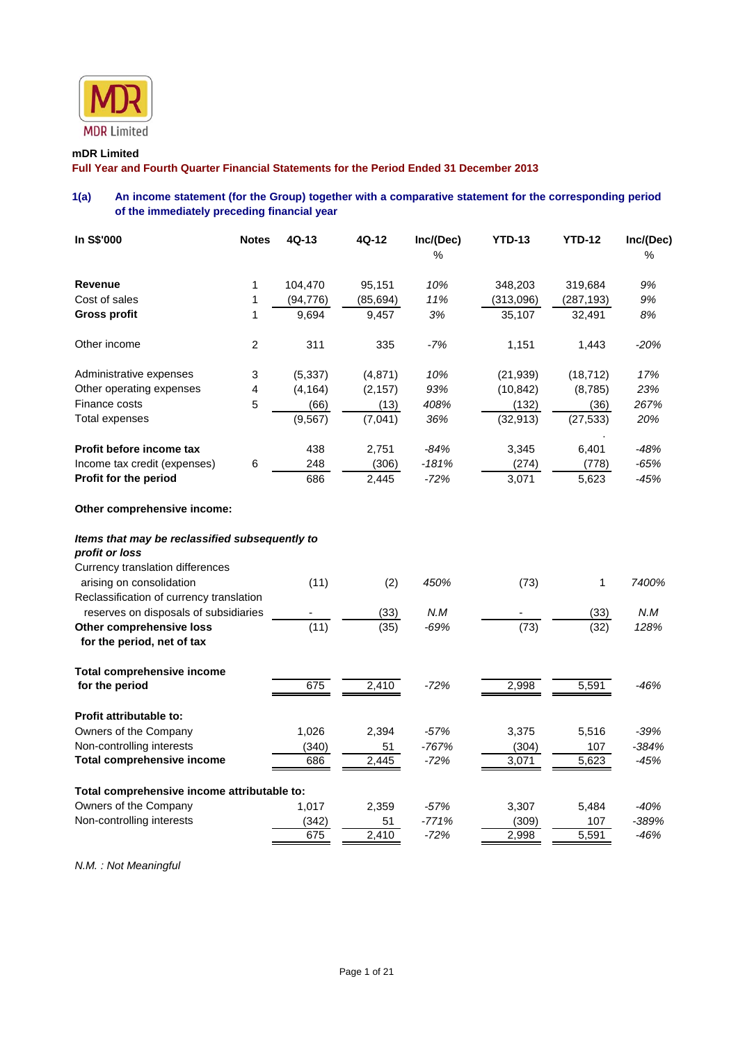MDR Limited

**mDR Limited**

**Full Year and Fourth Quarter Financial Statements for the Period Ended 31 December 2013**

## 1(a) An income statement (for the Group) together with a comparative statement for the corresponding period of the immediately preceding financial year

| In S$'000 | Notes | 4Q-13 | 4Q-12 | Inc/(Dec) % | YTD-13 | YTD-12 | Inc/(Dec) % |
|---|---|---|---|---|---|---|---|
| **Revenue** | 1 | 104,470 | 95,151 | *10%* | 348,203 | 319,684 | *9%* |
| Cost of sales | 1 | (94,776) | (85,694) | *11%* | (313,096) | (287,193) | *9%* |
| **Gross profit** | 1 | 9,694 | 9,457 | *3%* | 35,107 | 32,491 | *8%* |
| Other income | 2 | 311 | 335 | *-7%* | 1,151 | 1,443 | *-20%* |
| Administrative expenses | 3 | (5,337) | (4,871) | *10%* | (21,939) | (18,712) | *17%* |
| Other operating expenses | 4 | (4,164) | (2,157) | *93%* | (10,842) | (8,785) | *23%* |
| Finance costs | 5 | (66) | (13) | *408%* | (132) | (36) | *267%* |
| Total expenses | | (9,567) | (7,041) | *36%* | (32,913) | (27,533) | *20%* |
| **Profit before income tax** | | 438 | 2,751 | *-84%* | 3,345 | 6,401 | *-48%* |
| Income tax credit (expenses) | 6 | 248 | (306) | *-181%* | (274) | (778) | *-65%* |
| **Profit for the period** | | 686 | 2,445 | *-72%* | 3,071 | 5,623 | *-45%* |
| **Other comprehensive income:** | | | | | | | |
| ***Items that may be reclassified subsequently to profit or loss*** | | | | | | | |
| Currency translation differences arising on consolidation | | (11) | (2) | *450%* | (73) | 1 | *7400%* |
| Reclassification of currency translation reserves on disposals of subsidiaries | | - | (33) | *N.M* | - | (33) | *N.M* |
| **Other comprehensive loss for the period, net of tax** | | (11) | (35) | *-69%* | (73) | (32) | *128%* |
| **Total comprehensive income for the period** | | 675 | 2,410 | *-72%* | 2,998 | 5,591 | *-46%* |
| **Profit attributable to:** | | | | | | | |
| Owners of the Company | | 1,026 | 2,394 | *-57%* | 3,375 | 5,516 | *-39%* |
| Non-controlling interests | | (340) | 51 | *-767%* | (304) | 107 | *-384%* |
| **Total comprehensive income** | | 686 | 2,445 | *-72%* | 3,071 | 5,623 | *-45%* |
| **Total comprehensive income attributable to:** | | | | | | | |
| Owners of the Company | | 1,017 | 2,359 | *-57%* | 3,307 | 5,484 | *-40%* |
| Non-controlling interests | | (342) | 51 | *-771%* | (309) | 107 | *-389%* |
| | | 675 | 2,410 | *-72%* | 2,998 | 5,591 | *-46%* |

*N.M. : Not Meaningful*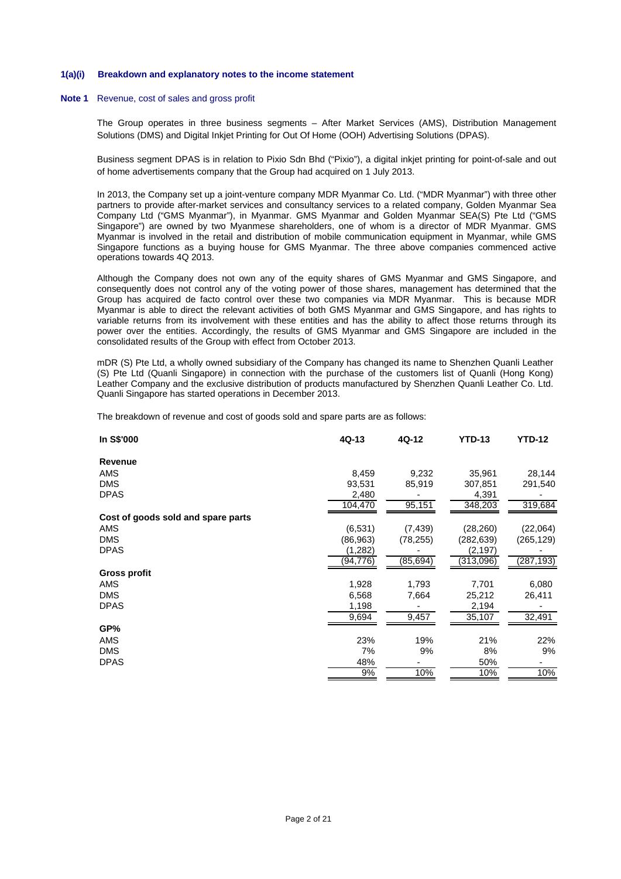### 1(a)(i) Breakdown and explanatory notes to the income statement

**Note 1** Revenue, cost of sales and gross profit

The Group operates in three business segments – After Market Services (AMS), Distribution Management Solutions (DMS) and Digital Inkjet Printing for Out Of Home (OOH) Advertising Solutions (DPAS).

Business segment DPAS is in relation to Pixio Sdn Bhd ("Pixio"), a digital inkjet printing for point-of-sale and out of home advertisements company that the Group had acquired on 1 July 2013.

In 2013, the Company set up a joint-venture company MDR Myanmar Co. Ltd. ("MDR Myanmar") with three other partners to provide after-market services and consultancy services to a related company, Golden Myanmar Sea Company Ltd ("GMS Myanmar"), in Myanmar. GMS Myanmar and Golden Myanmar SEA(S) Pte Ltd ("GMS Singapore") are owned by two Myanmese shareholders, one of whom is a director of MDR Myanmar. GMS Myanmar is involved in the retail and distribution of mobile communication equipment in Myanmar, while GMS Singapore functions as a buying house for GMS Myanmar. The three above companies commenced active operations towards 4Q 2013.

Although the Company does not own any of the equity shares of GMS Myanmar and GMS Singapore, and consequently does not control any of the voting power of those shares, management has determined that the Group has acquired de facto control over these two companies via MDR Myanmar. This is because MDR Myanmar is able to direct the relevant activities of both GMS Myanmar and GMS Singapore, and has rights to variable returns from its involvement with these entities and has the ability to affect those returns through its power over the entities. Accordingly, the results of GMS Myanmar and GMS Singapore are included in the consolidated results of the Group with effect from October 2013.

mDR (S) Pte Ltd, a wholly owned subsidiary of the Company has changed its name to Shenzhen Quanli Leather (S) Pte Ltd (Quanli Singapore) in connection with the purchase of the customers list of Quanli (Hong Kong) Leather Company and the exclusive distribution of products manufactured by Shenzhen Quanli Leather Co. Ltd. Quanli Singapore has started operations in December 2013.

The breakdown of revenue and cost of goods sold and spare parts are as follows:

| In S$'000 | 4Q-13 | 4Q-12 | YTD-13 | YTD-12 |
|---|---|---|---|---|
| **Revenue** | | | | |
| AMS | 8,459 | 9,232 | 35,961 | 28,144 |
| DMS | 93,531 | 85,919 | 307,851 | 291,540 |
| DPAS | 2,480 | - | 4,391 | - |
| | 104,470 | 95,151 | 348,203 | 319,684 |
| **Cost of goods sold and spare parts** | | | | |
| AMS | (6,531) | (7,439) | (28,260) | (22,064) |
| DMS | (86,963) | (78,255) | (282,639) | (265,129) |
| DPAS | (1,282) | - | (2,197) | - |
| | (94,776) | (85,694) | (313,096) | (287,193) |
| **Gross profit** | | | | |
| AMS | 1,928 | 1,793 | 7,701 | 6,080 |
| DMS | 6,568 | 7,664 | 25,212 | 26,411 |
| DPAS | 1,198 | - | 2,194 | - |
| | 9,694 | 9,457 | 35,107 | 32,491 |
| **GP%** | | | | |
| AMS | 23% | 19% | 21% | 22% |
| DMS | 7% | 9% | 8% | 9% |
| DPAS | 48% | - | 50% | - |
| | 9% | 10% | 10% | 10% |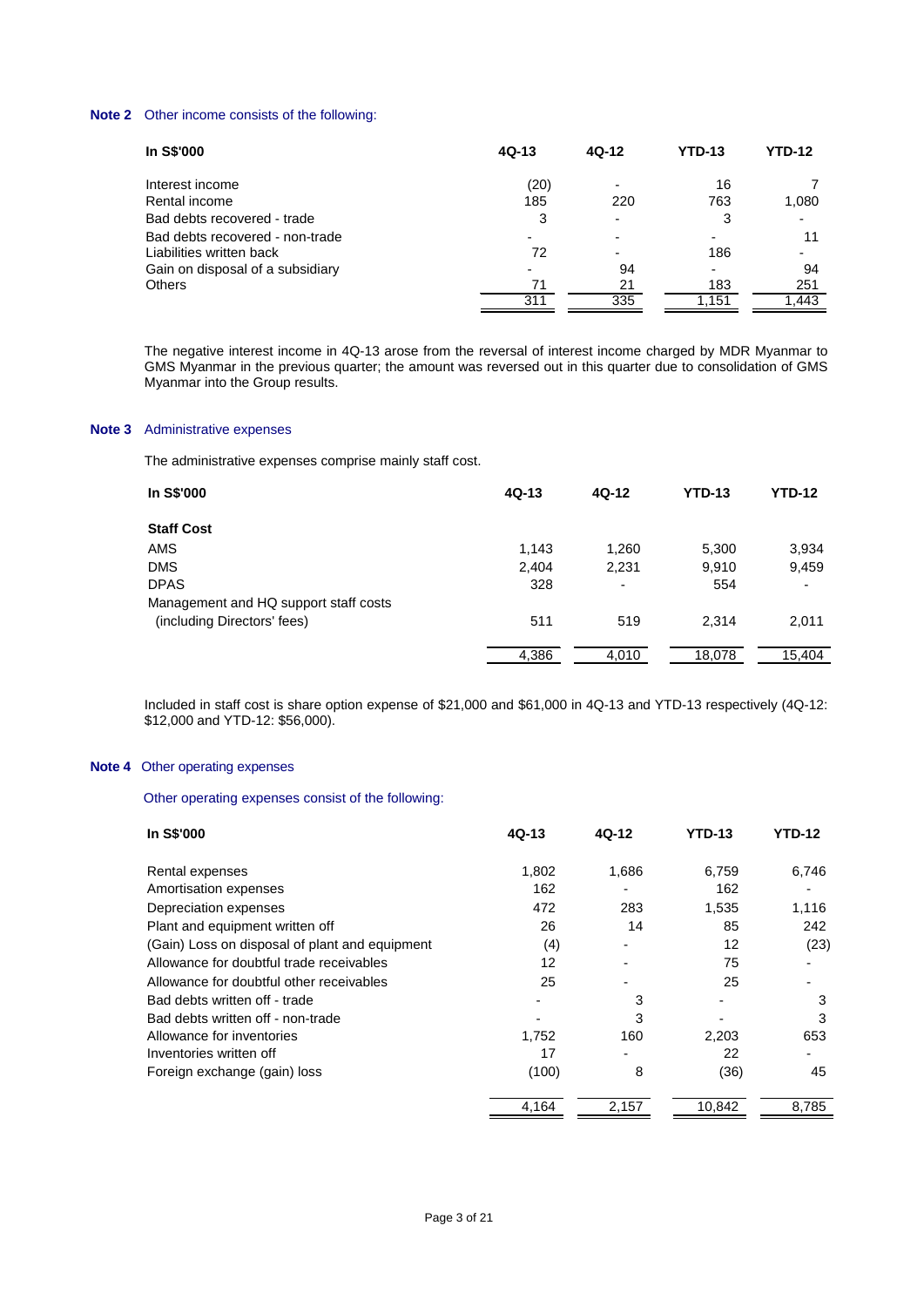**Note 2** Other income consists of the following:

| In S$'000 | 4Q-13 | 4Q-12 | YTD-13 | YTD-12 |
|---|---|---|---|---|
| Interest income | (20) | - | 16 | 7 |
| Rental income | 185 | 220 | 763 | 1,080 |
| Bad debts recovered - trade | 3 | - | 3 | - |
| Bad debts recovered - non-trade | - | - | - | 11 |
| Liabilities written back | 72 | - | 186 | - |
| Gain on disposal of a subsidiary | - | 94 | - | 94 |
| Others | 71 | 21 | 183 | 251 |
| | 311 | 335 | 1,151 | 1,443 |

The negative interest income in 4Q-13 arose from the reversal of interest income charged by MDR Myanmar to GMS Myanmar in the previous quarter; the amount was reversed out in this quarter due to consolidation of GMS Myanmar into the Group results.

**Note 3** Administrative expenses

The administrative expenses comprise mainly staff cost.

| In S$'000 | 4Q-13 | 4Q-12 | YTD-13 | YTD-12 |
|---|---|---|---|---|
| **Staff Cost** | | | | |
| AMS | 1,143 | 1,260 | 5,300 | 3,934 |
| DMS | 2,404 | 2,231 | 9,910 | 9,459 |
| DPAS | 328 | - | 554 | - |
| Management and HQ support staff costs (including Directors' fees) | 511 | 519 | 2,314 | 2,011 |
| | 4,386 | 4,010 | 18,078 | 15,404 |

Included in staff cost is share option expense of $21,000 and $61,000 in 4Q-13 and YTD-13 respectively (4Q-12: $12,000 and YTD-12: $56,000).

**Note 4** Other operating expenses

Other operating expenses consist of the following:

| In S$'000 | 4Q-13 | 4Q-12 | YTD-13 | YTD-12 |
|---|---|---|---|---|
| Rental expenses | 1,802 | 1,686 | 6,759 | 6,746 |
| Amortisation expenses | 162 | - | 162 | - |
| Depreciation expenses | 472 | 283 | 1,535 | 1,116 |
| Plant and equipment written off | 26 | 14 | 85 | 242 |
| (Gain) Loss on disposal of plant and equipment | (4) | - | 12 | (23) |
| Allowance for doubtful trade receivables | 12 | - | 75 | - |
| Allowance for doubtful other receivables | 25 | - | 25 | - |
| Bad debts written off - trade | - | 3 | - | 3 |
| Bad debts written off - non-trade | - | 3 | - | 3 |
| Allowance for inventories | 1,752 | 160 | 2,203 | 653 |
| Inventories written off | 17 | - | 22 | - |
| Foreign exchange (gain) loss | (100) | 8 | (36) | 45 |
| | 4,164 | 2,157 | 10,842 | 8,785 |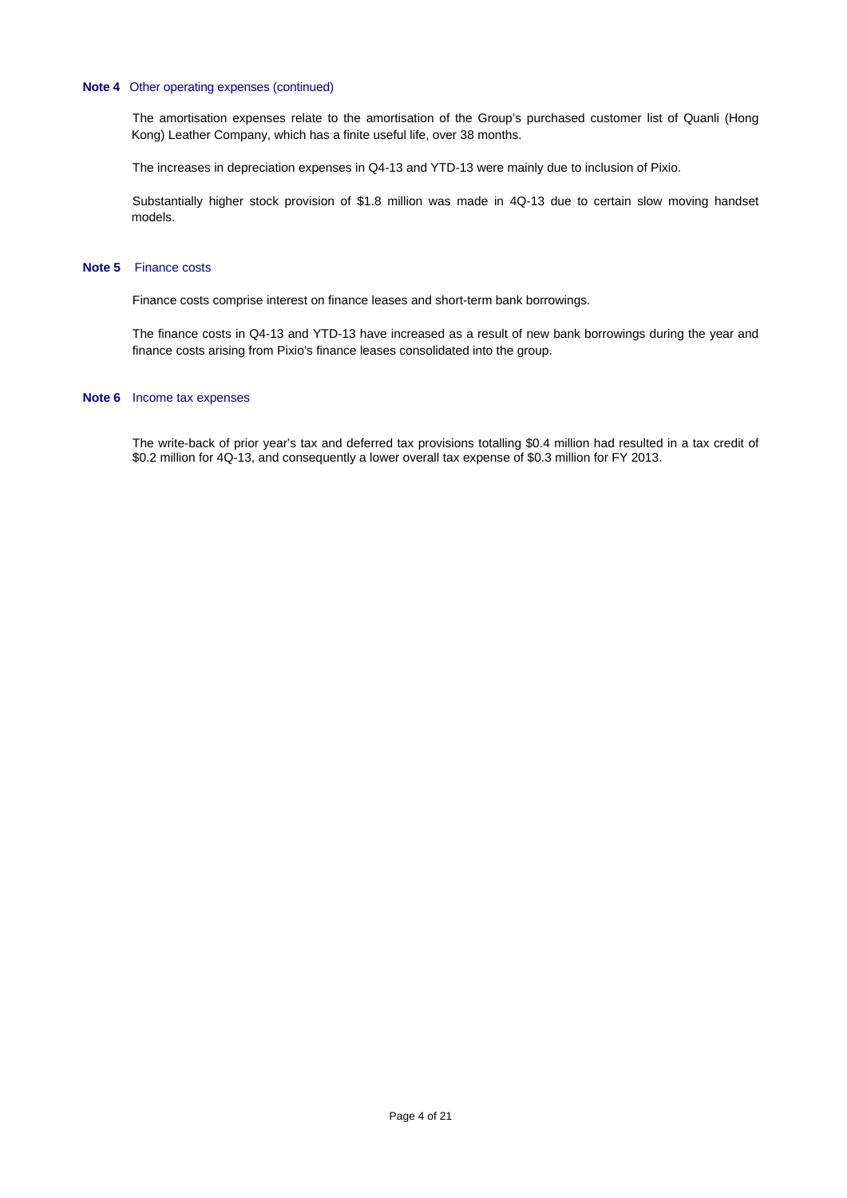**Note 4** Other operating expenses (continued)

The amortisation expenses relate to the amortisation of the Group's purchased customer list of Quanli (Hong Kong) Leather Company, which has a finite useful life, over 38 months.

The increases in depreciation expenses in Q4-13 and YTD-13 were mainly due to inclusion of Pixio.

Substantially higher stock provision of $1.8 million was made in 4Q-13 due to certain slow moving handset models.

**Note 5** Finance costs

Finance costs comprise interest on finance leases and short-term bank borrowings.

The finance costs in Q4-13 and YTD-13 have increased as a result of new bank borrowings during the year and finance costs arising from Pixio's finance leases consolidated into the group.

**Note 6** Income tax expenses

The write-back of prior year's tax and deferred tax provisions totalling $0.4 million had resulted in a tax credit of $0.2 million for 4Q-13, and consequently a lower overall tax expense of $0.3 million for FY 2013.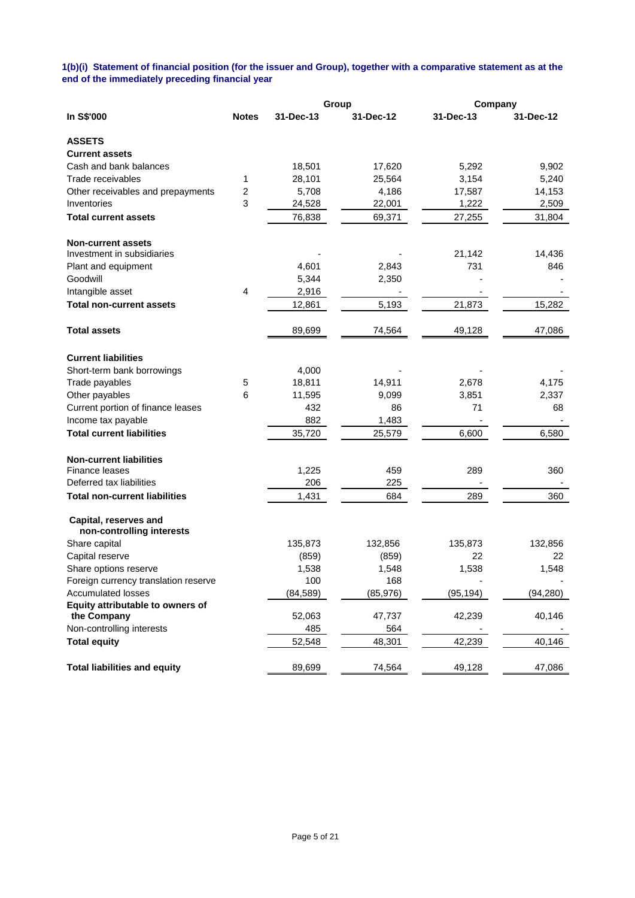**1(b)(i) Statement of financial position (for the issuer and Group), together with a comparative statement as at the end of the immediately preceding financial year**

| | | Group | | Company | |
|---|---|---|---|---|---|
| **In S$'000** | **Notes** | **31-Dec-13** | **31-Dec-12** | **31-Dec-13** | **31-Dec-12** |
| **ASSETS** | | | | | |
| **Current assets** | | | | | |
| Cash and bank balances | | 18,501 | 17,620 | 5,292 | 9,902 |
| Trade receivables | 1 | 28,101 | 25,564 | 3,154 | 5,240 |
| Other receivables and prepayments | 2 | 5,708 | 4,186 | 17,587 | 14,153 |
| Inventories | 3 | 24,528 | 22,001 | 1,222 | 2,509 |
| **Total current assets** | | 76,838 | 69,371 | 27,255 | 31,804 |
| | | | | | |
| **Non-current assets** | | | | | |
| Investment in subsidiaries | | - | - | 21,142 | 14,436 |
| Plant and equipment | | 4,601 | 2,843 | 731 | 846 |
| Goodwill | | 5,344 | 2,350 | - | - |
| Intangible asset | 4 | 2,916 | - | - | - |
| **Total non-current assets** | | 12,861 | 5,193 | 21,873 | 15,282 |
| | | | | | |
| **Total assets** | | 89,699 | 74,564 | 49,128 | 47,086 |
| | | | | | |
| **Current liabilities** | | | | | |
| Short-term bank borrowings | | 4,000 | - | - | - |
| Trade payables | 5 | 18,811 | 14,911 | 2,678 | 4,175 |
| Other payables | 6 | 11,595 | 9,099 | 3,851 | 2,337 |
| Current portion of finance leases | | 432 | 86 | 71 | 68 |
| Income tax payable | | 882 | 1,483 | - | - |
| **Total current liabilities** | | 35,720 | 25,579 | 6,600 | 6,580 |
| | | | | | |
| **Non-current liabilities** | | | | | |
| Finance leases | | 1,225 | 459 | 289 | 360 |
| Deferred tax liabilities | | 206 | 225 | - | - |
| **Total non-current liabilities** | | 1,431 | 684 | 289 | 360 |
| | | | | | |
| **Capital, reserves and non-controlling interests** | | | | | |
| Share capital | | 135,873 | 132,856 | 135,873 | 132,856 |
| Capital reserve | | (859) | (859) | 22 | 22 |
| Share options reserve | | 1,538 | 1,548 | 1,538 | 1,548 |
| Foreign currency translation reserve | | 100 | 168 | - | - |
| Accumulated losses | | (84,589) | (85,976) | (95,194) | (94,280) |
| **Equity attributable to owners of the Company** | | 52,063 | 47,737 | 42,239 | 40,146 |
| Non-controlling interests | | 485 | 564 | - | - |
| **Total equity** | | 52,548 | 48,301 | 42,239 | 40,146 |
| | | | | | |
| **Total liabilities and equity** | | 89,699 | 74,564 | 49,128 | 47,086 |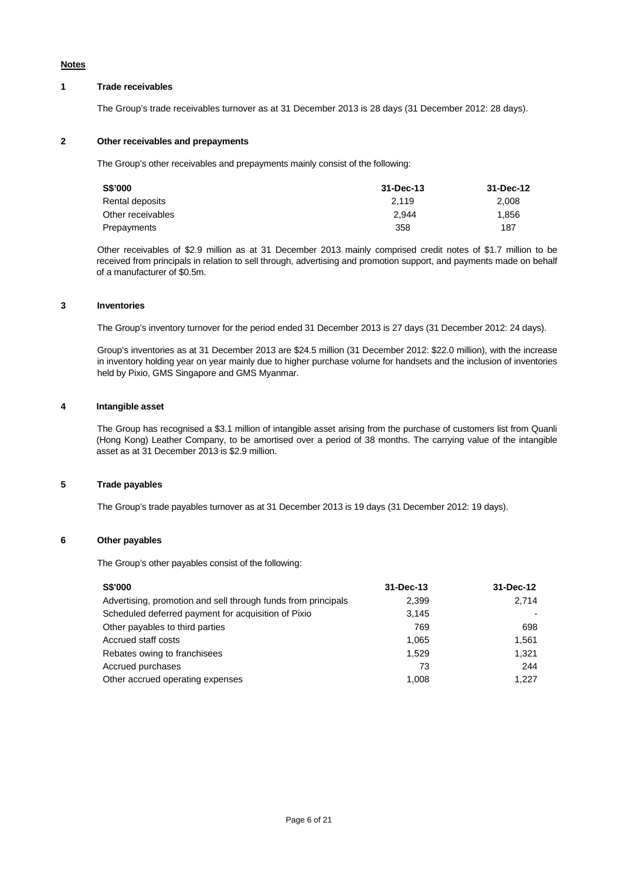## Notes

### 1 Trade receivables

The Group's trade receivables turnover as at 31 December 2013 is 28 days (31 December 2012: 28 days).

### 2 Other receivables and prepayments

The Group's other receivables and prepayments mainly consist of the following:

| S$'000 | 31-Dec-13 | 31-Dec-12 |
|---|---|---|
| Rental deposits | 2,119 | 2,008 |
| Other receivables | 2,944 | 1,856 |
| Prepayments | 358 | 187 |

Other receivables of $2.9 million as at 31 December 2013 mainly comprised credit notes of $1.7 million to be received from principals in relation to sell through, advertising and promotion support, and payments made on behalf of a manufacturer of $0.5m.

### 3 Inventories

The Group's inventory turnover for the period ended 31 December 2013 is 27 days (31 December 2012: 24 days).

Group's inventories as at 31 December 2013 are $24.5 million (31 December 2012: $22.0 million), with the increase in inventory holding year on year mainly due to higher purchase volume for handsets and the inclusion of inventories held by Pixio, GMS Singapore and GMS Myanmar.

### 4 Intangible asset

The Group has recognised a $3.1 million of intangible asset arising from the purchase of customers list from Quanli (Hong Kong) Leather Company, to be amortised over a period of 38 months. The carrying value of the intangible asset as at 31 December 2013 is $2.9 million.

### 5 Trade payables

The Group's trade payables turnover as at 31 December 2013 is 19 days (31 December 2012: 19 days).

### 6 Other payables

The Group's other payables consist of the following:

| S$'000 | 31-Dec-13 | 31-Dec-12 |
|---|---|---|
| Advertising, promotion and sell through funds from principals | 2,399 | 2,714 |
| Scheduled deferred payment for acquisition of Pixio | 3,145 | - |
| Other payables to third parties | 769 | 698 |
| Accrued staff costs | 1,065 | 1,561 |
| Rebates owing to franchisees | 1,529 | 1,321 |
| Accrued purchases | 73 | 244 |
| Other accrued operating expenses | 1,008 | 1,227 |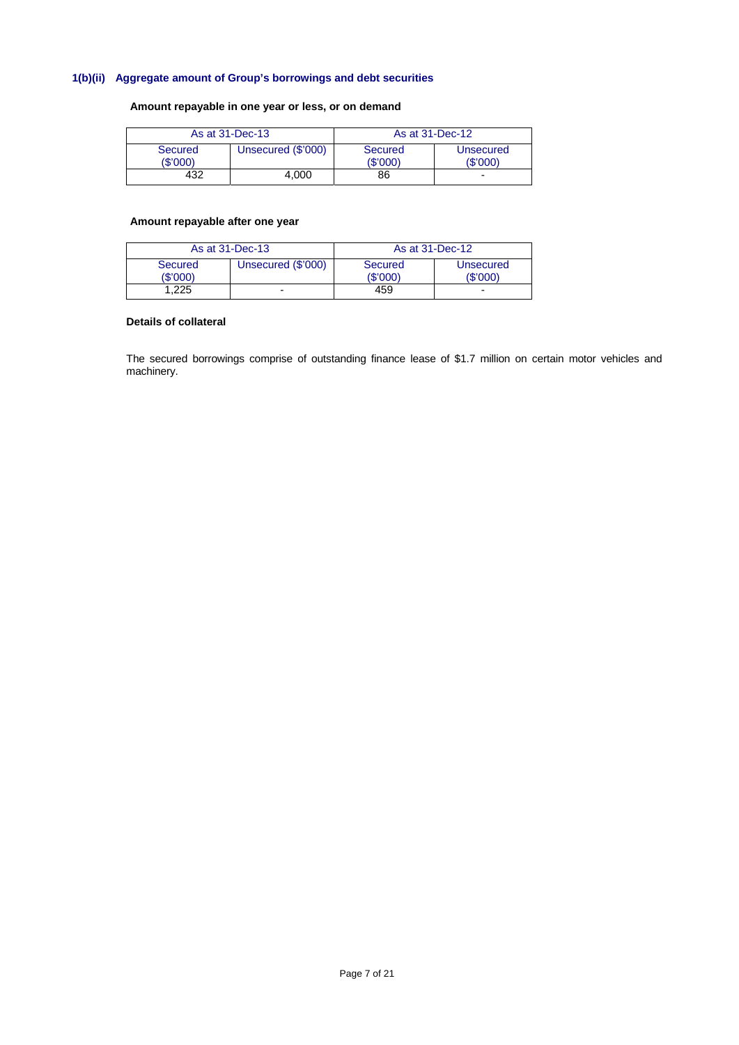### 1(b)(ii) Aggregate amount of Group's borrowings and debt securities

**Amount repayable in one year or less, or on demand**

| As at 31-Dec-13 | | As at 31-Dec-12 | |
|---|---|---|---|
| Secured ($'000) | Unsecured ($'000) | Secured ($'000) | Unsecured ($'000) |
| 432 | 4,000 | 86 | - |

**Amount repayable after one year**

| As at 31-Dec-13 | | As at 31-Dec-12 | |
|---|---|---|---|
| Secured ($'000) | Unsecured ($'000) | Secured ($'000) | Unsecured ($'000) |
| 1,225 | - | 459 | - |

**Details of collateral**

The secured borrowings comprise of outstanding finance lease of $1.7 million on certain motor vehicles and machinery.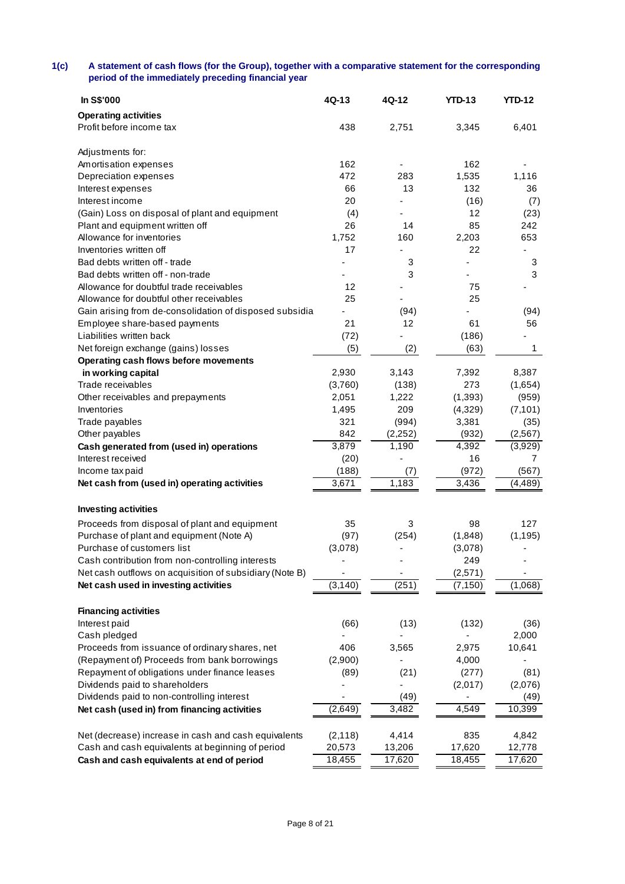**1(c) A statement of cash flows (for the Group), together with a comparative statement for the corresponding period of the immediately preceding financial year**

| In S$'000 | 4Q-13 | 4Q-12 | YTD-13 | YTD-12 |
|---|---|---|---|---|
| **Operating activities** | | | | |
| Profit before income tax | 438 | 2,751 | 3,345 | 6,401 |
| | | | | |
| Adjustments for: | | | | |
| Amortisation expenses | 162 | - | 162 | - |
| Depreciation expenses | 472 | 283 | 1,535 | 1,116 |
| Interest expenses | 66 | 13 | 132 | 36 |
| Interest income | 20 | - | (16) | (7) |
| (Gain) Loss on disposal of plant and equipment | (4) | - | 12 | (23) |
| Plant and equipment written off | 26 | 14 | 85 | 242 |
| Allowance for inventories | 1,752 | 160 | 2,203 | 653 |
| Inventories written off | 17 | - | 22 | - |
| Bad debts written off - trade | - | 3 | - | 3 |
| Bad debts written off - non-trade | - | 3 | - | 3 |
| Allowance for doubtful trade receivables | 12 | - | 75 | - |
| Allowance for doubtful other receivables | 25 | - | 25 | |
| Gain arising from de-consolidation of disposed subsidia | - | (94) | - | (94) |
| Employee share-based payments | 21 | 12 | 61 | 56 |
| Liabilities written back | (72) | - | (186) | - |
| Net foreign exchange (gains) losses | (5) | (2) | (63) | 1 |
| **Operating cash flows before movements in working capital** | 2,930 | 3,143 | 7,392 | 8,387 |
| Trade receivables | (3,760) | (138) | 273 | (1,654) |
| Other receivables and prepayments | 2,051 | 1,222 | (1,393) | (959) |
| Inventories | 1,495 | 209 | (4,329) | (7,101) |
| Trade payables | 321 | (994) | 3,381 | (35) |
| Other payables | 842 | (2,252) | (932) | (2,567) |
| **Cash generated from (used in) operations** | 3,879 | 1,190 | 4,392 | (3,929) |
| Interest received | (20) | - | 16 | 7 |
| Income tax paid | (188) | (7) | (972) | (567) |
| **Net cash from (used in) operating activities** | 3,671 | 1,183 | 3,436 | (4,489) |
| | | | | |
| **Investing activities** | | | | |
| Proceeds from disposal of plant and equipment | 35 | 3 | 98 | 127 |
| Purchase of plant and equipment (Note A) | (97) | (254) | (1,848) | (1,195) |
| Purchase of customers list | (3,078) | - | (3,078) | - |
| Cash contribution from non-controlling interests | - | - | 249 | - |
| Net cash outflows on acquisition of subsidiary (Note B) | - | - | (2,571) | - |
| **Net cash used in investing activities** | (3,140) | (251) | (7,150) | (1,068) |
| | | | | |
| **Financing activities** | | | | |
| Interest paid | (66) | (13) | (132) | (36) |
| Cash pledged | - | - | - | 2,000 |
| Proceeds from issuance of ordinary shares, net | 406 | 3,565 | 2,975 | 10,641 |
| (Repayment of) Proceeds from bank borrowings | (2,900) | - | 4,000 | - |
| Repayment of obligations under finance leases | (89) | (21) | (277) | (81) |
| Dividends paid to shareholders | - | - | (2,017) | (2,076) |
| Dividends paid to non-controlling interest | - | (49) | - | (49) |
| **Net cash (used in) from financing activities** | (2,649) | 3,482 | 4,549 | 10,399 |
| | | | | |
| Net (decrease) increase in cash and cash equivalents | (2,118) | 4,414 | 835 | 4,842 |
| Cash and cash equivalents at beginning of period | 20,573 | 13,206 | 17,620 | 12,778 |
| **Cash and cash equivalents at end of period** | 18,455 | 17,620 | 18,455 | 17,620 |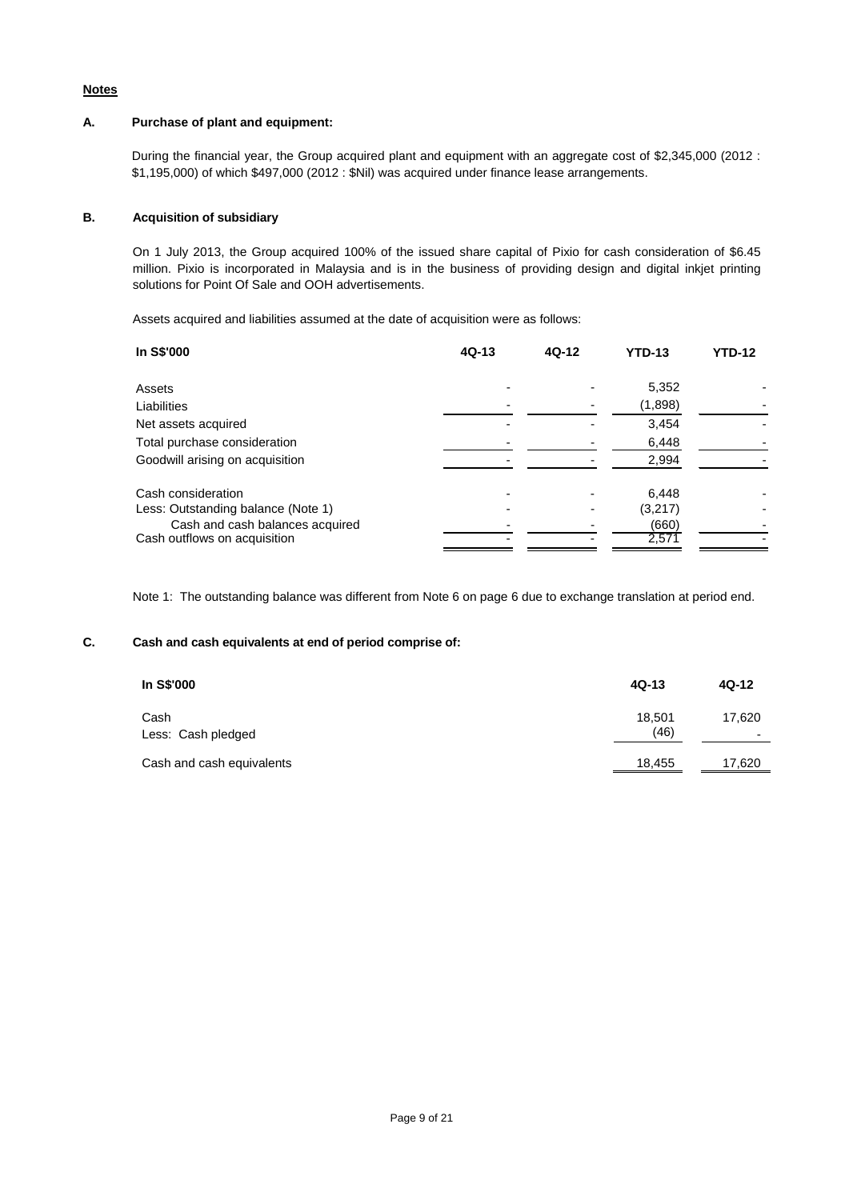**Notes**

**A. Purchase of plant and equipment:**

During the financial year, the Group acquired plant and equipment with an aggregate cost of $2,345,000 (2012 : $1,195,000) of which $497,000 (2012 : $Nil) was acquired under finance lease arrangements.

**B. Acquisition of subsidiary**

On 1 July 2013, the Group acquired 100% of the issued share capital of Pixio for cash consideration of $6.45 million. Pixio is incorporated in Malaysia and is in the business of providing design and digital inkjet printing solutions for Point Of Sale and OOH advertisements.

Assets acquired and liabilities assumed at the date of acquisition were as follows:

| In S$'000 | 4Q-13 | 4Q-12 | YTD-13 | YTD-12 |
|---|---|---|---|---|
| Assets | - | - | 5,352 | - |
| Liabilities | - | - | (1,898) | - |
| Net assets acquired | - | - | 3,454 | - |
| Total purchase consideration | - | - | 6,448 | - |
| Goodwill arising on acquisition | - | - | 2,994 | - |
| | | | | |
| Cash consideration | - | - | 6,448 | - |
| Less: Outstanding balance (Note 1) | - | - | (3,217) | - |
| Cash and cash balances acquired | - | - | (660) | - |
| Cash outflows on acquisition | - | - | 2,571 | - |

Note 1: The outstanding balance was different from Note 6 on page 6 due to exchange translation at period end.

**C. Cash and cash equivalents at end of period comprise of:**

| In S$'000 | 4Q-13 | 4Q-12 |
|---|---|---|
| Cash | 18,501 | 17,620 |
| Less: Cash pledged | (46) | - |
| Cash and cash equivalents | 18,455 | 17,620 |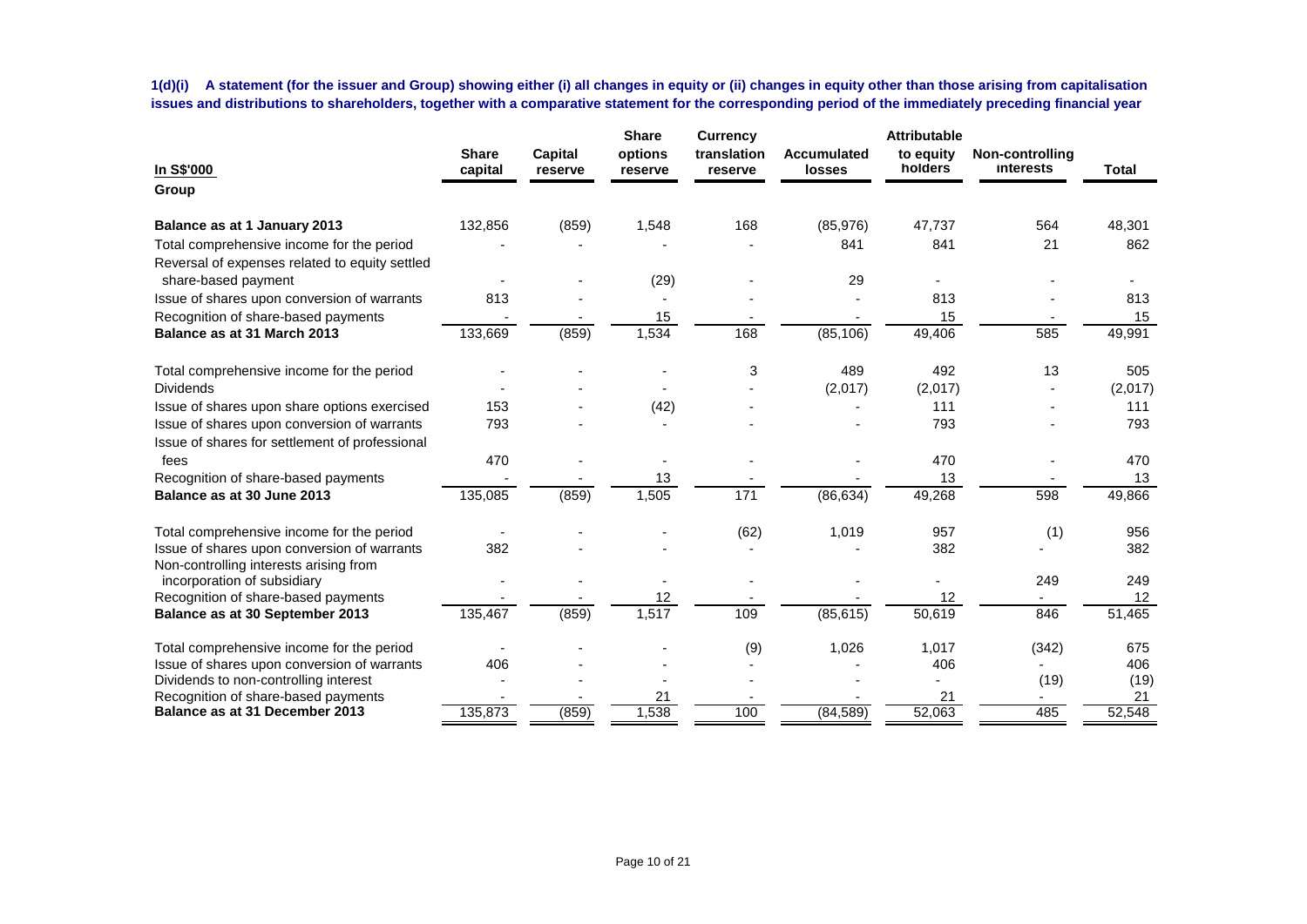**1(d)(i) A statement (for the issuer and Group) showing either (i) all changes in equity or (ii) changes in equity other than those arising from capitalisation issues and distributions to shareholders, together with a comparative statement for the corresponding period of the immediately preceding financial year**

| In S$'000 | Share capital | Capital reserve | Share options reserve | Currency translation reserve | Accumulated losses | Attributable to equity holders | Non-controlling interests | Total |
|---|---|---|---|---|---|---|---|---|
| **Group** | | | | | | | | |
| **Balance as at 1 January 2013** | 132,856 | (859) | 1,548 | 168 | (85,976) | 47,737 | 564 | 48,301 |
| Total comprehensive income for the period | - | - | - | - | 841 | 841 | 21 | 862 |
| Reversal of expenses related to equity settled share-based payment | - | - | (29) | - | 29 | - | - | - |
| Issue of shares upon conversion of warrants | 813 | - | - | - | - | 813 | - | 813 |
| Recognition of share-based payments | - | - | 15 | - | - | 15 | - | 15 |
| **Balance as at 31 March 2013** | 133,669 | (859) | 1,534 | 168 | (85,106) | 49,406 | 585 | 49,991 |
| Total comprehensive income for the period | - | - | - | 3 | 489 | 492 | 13 | 505 |
| Dividends | - | - | - | - | (2,017) | (2,017) | - | (2,017) |
| Issue of shares upon share options exercised | 153 | - | (42) | - | - | 111 | - | 111 |
| Issue of shares upon conversion of warrants | 793 | - | - | - | - | 793 | - | 793 |
| Issue of shares for settlement of professional fees | 470 | - | - | - | - | 470 | - | 470 |
| Recognition of share-based payments | - | - | 13 | - | - | 13 | - | 13 |
| **Balance as at 30 June 2013** | 135,085 | (859) | 1,505 | 171 | (86,634) | 49,268 | 598 | 49,866 |
| Total comprehensive income for the period | - | - | - | (62) | 1,019 | 957 | (1) | 956 |
| Issue of shares upon conversion of warrants | 382 | - | - | - | - | 382 | - | 382 |
| Non-controlling interests arising from incorporation of subsidiary | - | - | - | - | - | - | 249 | 249 |
| Recognition of share-based payments | - | - | 12 | - | - | 12 | - | 12 |
| **Balance as at 30 September 2013** | 135,467 | (859) | 1,517 | 109 | (85,615) | 50,619 | 846 | 51,465 |
| Total comprehensive income for the period | - | - | - | (9) | 1,026 | 1,017 | (342) | 675 |
| Issue of shares upon conversion of warrants | 406 | - | - | - | - | 406 | - | 406 |
| Dividends to non-controlling interest | - | - | - | - | - | - | (19) | (19) |
| Recognition of share-based payments | - | - | 21 | - | - | 21 | - | 21 |
| **Balance as at 31 December 2013** | 135,873 | (859) | 1,538 | 100 | (84,589) | 52,063 | 485 | 52,548 |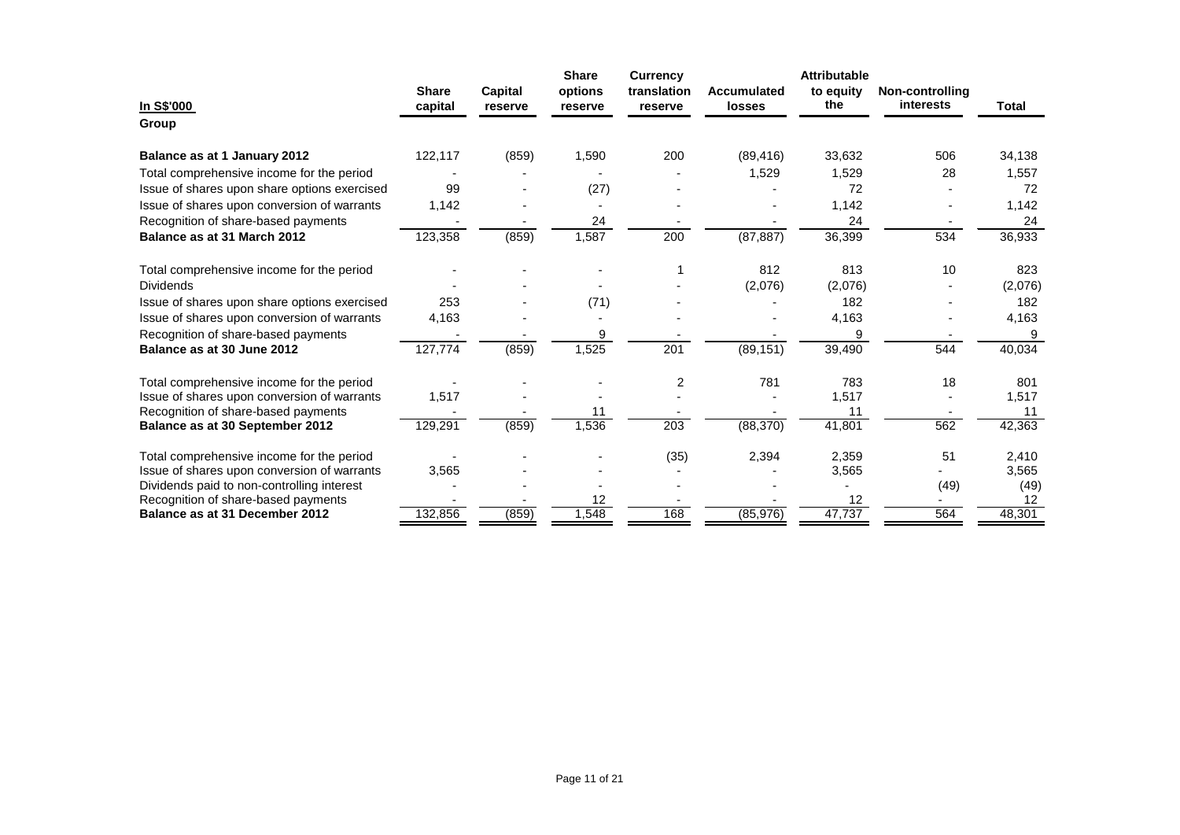| In S$'000 | Share capital | Capital reserve | Share options reserve | Currency translation reserve | Accumulated losses | Attributable to equity the | Non-controlling interests | Total |
|---|---|---|---|---|---|---|---|---|
| **Group** | | | | | | | | |
| **Balance as at 1 January 2012** | 122,117 | (859) | 1,590 | 200 | (89,416) | 33,632 | 506 | 34,138 |
| Total comprehensive income for the period | - | - | - | - | 1,529 | 1,529 | 28 | 1,557 |
| Issue of shares upon share options exercised | 99 | - | (27) | - | - | 72 | - | 72 |
| Issue of shares upon conversion of warrants | 1,142 | - | - | - | - | 1,142 | - | 1,142 |
| Recognition of share-based payments | - | - | 24 | - | - | 24 | - | 24 |
| **Balance as at 31 March 2012** | 123,358 | (859) | 1,587 | 200 | (87,887) | 36,399 | 534 | 36,933 |
| Total comprehensive income for the period | - | - | - | 1 | 812 | 813 | 10 | 823 |
| Dividends | - | - | - | - | (2,076) | (2,076) | - | (2,076) |
| Issue of shares upon share options exercised | 253 | - | (71) | - | - | 182 | - | 182 |
| Issue of shares upon conversion of warrants | 4,163 | - | - | - | - | 4,163 | - | 4,163 |
| Recognition of share-based payments | - | - | 9 | - | - | 9 | - | 9 |
| **Balance as at 30 June 2012** | 127,774 | (859) | 1,525 | 201 | (89,151) | 39,490 | 544 | 40,034 |
| Total comprehensive income for the period | - | - | - | 2 | 781 | 783 | 18 | 801 |
| Issue of shares upon conversion of warrants | 1,517 | - | - | - | - | 1,517 | - | 1,517 |
| Recognition of share-based payments | - | - | 11 | - | - | 11 | - | 11 |
| **Balance as at 30 September 2012** | 129,291 | (859) | 1,536 | 203 | (88,370) | 41,801 | 562 | 42,363 |
| Total comprehensive income for the period | - | - | - | (35) | 2,394 | 2,359 | 51 | 2,410 |
| Issue of shares upon conversion of warrants | 3,565 | - | - | - | - | 3,565 | - | 3,565 |
| Dividends paid to non-controlling interest | - | - | - | - | - | - | (49) | (49) |
| Recognition of share-based payments | - | - | 12 | - | - | 12 | - | 12 |
| **Balance as at 31 December 2012** | 132,856 | (859) | 1,548 | 168 | (85,976) | 47,737 | 564 | 48,301 |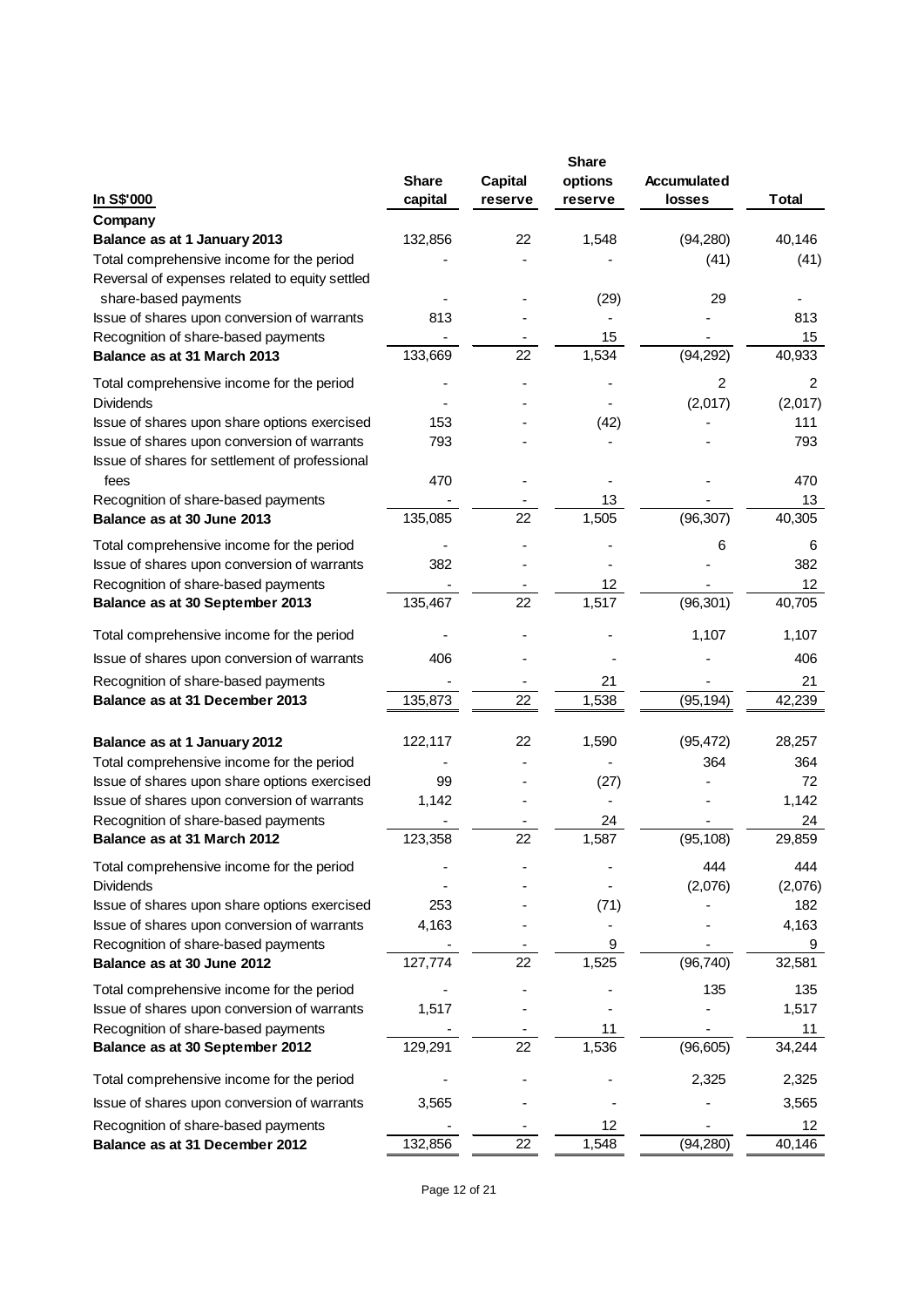| In S$'000 | Share capital | Capital reserve | Share options reserve | Accumulated losses | Total |
|---|---|---|---|---|---|
| **Company** | | | | | |
| **Balance as at 1 January 2013** | 132,856 | 22 | 1,548 | (94,280) | 40,146 |
| Total comprehensive income for the period | - | - | - | (41) | (41) |
| Reversal of expenses related to equity settled share-based payments | - | - | (29) | 29 | - |
| Issue of shares upon conversion of warrants | 813 | - | - | - | 813 |
| Recognition of share-based payments | - | - | 15 | - | 15 |
| **Balance as at 31 March 2013** | 133,669 | 22 | 1,534 | (94,292) | 40,933 |
| Total comprehensive income for the period | - | - | - | 2 | 2 |
| Dividends | - | - | - | (2,017) | (2,017) |
| Issue of shares upon share options exercised | 153 | - | (42) | - | 111 |
| Issue of shares upon conversion of warrants | 793 | - | - | - | 793 |
| Issue of shares for settlement of professional fees | 470 | - | - | - | 470 |
| Recognition of share-based payments | - | - | 13 | - | 13 |
| **Balance as at 30 June 2013** | 135,085 | 22 | 1,505 | (96,307) | 40,305 |
| Total comprehensive income for the period | - | - | - | 6 | 6 |
| Issue of shares upon conversion of warrants | 382 | - | - | - | 382 |
| Recognition of share-based payments | - | - | 12 | - | 12 |
| **Balance as at 30 September 2013** | 135,467 | 22 | 1,517 | (96,301) | 40,705 |
| Total comprehensive income for the period | - | - | - | 1,107 | 1,107 |
| Issue of shares upon conversion of warrants | 406 | - | - | - | 406 |
| Recognition of share-based payments | - | - | 21 | - | 21 |
| **Balance as at 31 December 2013** | 135,873 | 22 | 1,538 | (95,194) | 42,239 |
| | | | | | |
| **Balance as at 1 January 2012** | 122,117 | 22 | 1,590 | (95,472) | 28,257 |
| Total comprehensive income for the period | - | - | - | 364 | 364 |
| Issue of shares upon share options exercised | 99 | - | (27) | - | 72 |
| Issue of shares upon conversion of warrants | 1,142 | - | - | - | 1,142 |
| Recognition of share-based payments | - | - | 24 | - | 24 |
| **Balance as at 31 March 2012** | 123,358 | 22 | 1,587 | (95,108) | 29,859 |
| Total comprehensive income for the period | - | - | - | 444 | 444 |
| Dividends | - | - | - | (2,076) | (2,076) |
| Issue of shares upon share options exercised | 253 | - | (71) | - | 182 |
| Issue of shares upon conversion of warrants | 4,163 | - | - | - | 4,163 |
| Recognition of share-based payments | - | - | 9 | - | 9 |
| **Balance as at 30 June 2012** | 127,774 | 22 | 1,525 | (96,740) | 32,581 |
| Total comprehensive income for the period | - | - | - | 135 | 135 |
| Issue of shares upon conversion of warrants | 1,517 | - | - | - | 1,517 |
| Recognition of share-based payments | - | - | 11 | - | 11 |
| **Balance as at 30 September 2012** | 129,291 | 22 | 1,536 | (96,605) | 34,244 |
| Total comprehensive income for the period | - | - | - | 2,325 | 2,325 |
| Issue of shares upon conversion of warrants | 3,565 | - | - | - | 3,565 |
| Recognition of share-based payments | - | - | 12 | - | 12 |
| **Balance as at 31 December 2012** | 132,856 | 22 | 1,548 | (94,280) | 40,146 |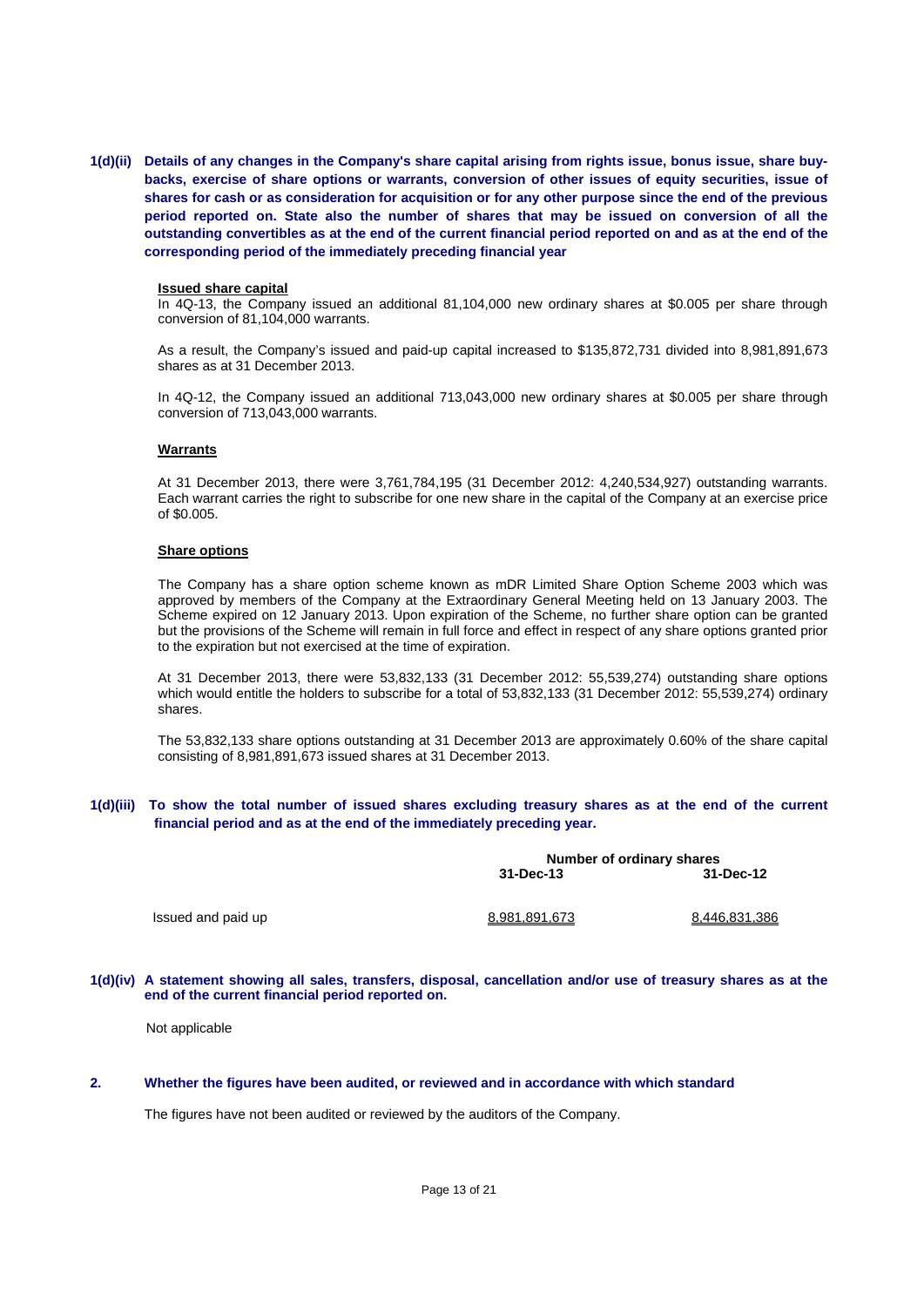**1(d)(ii) Details of any changes in the Company's share capital arising from rights issue, bonus issue, share buy-backs, exercise of share options or warrants, conversion of other issues of equity securities, issue of shares for cash or as consideration for acquisition or for any other purpose since the end of the previous period reported on. State also the number of shares that may be issued on conversion of all the outstanding convertibles as at the end of the current financial period reported on and as at the end of the corresponding period of the immediately preceding financial year**

**Issued share capital**

In 4Q-13, the Company issued an additional 81,104,000 new ordinary shares at $0.005 per share through conversion of 81,104,000 warrants.

As a result, the Company's issued and paid-up capital increased to $135,872,731 divided into 8,981,891,673 shares as at 31 December 2013.

In 4Q-12, the Company issued an additional 713,043,000 new ordinary shares at $0.005 per share through conversion of 713,043,000 warrants.

**Warrants**

At 31 December 2013, there were 3,761,784,195 (31 December 2012: 4,240,534,927) outstanding warrants. Each warrant carries the right to subscribe for one new share in the capital of the Company at an exercise price of $0.005.

**Share options**

The Company has a share option scheme known as mDR Limited Share Option Scheme 2003 which was approved by members of the Company at the Extraordinary General Meeting held on 13 January 2003. The Scheme expired on 12 January 2013. Upon expiration of the Scheme, no further share option can be granted but the provisions of the Scheme will remain in full force and effect in respect of any share options granted prior to the expiration but not exercised at the time of expiration.

At 31 December 2013, there were 53,832,133 (31 December 2012: 55,539,274) outstanding share options which would entitle the holders to subscribe for a total of 53,832,133 (31 December 2012: 55,539,274) ordinary shares.

The 53,832,133 share options outstanding at 31 December 2013 are approximately 0.60% of the share capital consisting of 8,981,891,673 issued shares at 31 December 2013.

**1(d)(iii) To show the total number of issued shares excluding treasury shares as at the end of the current financial period and as at the end of the immediately preceding year.**

| | Number of ordinary shares | |
|---|---|---|
| | **31-Dec-13** | **31-Dec-12** |
| Issued and paid up | 8,981,891,673 | 8,446,831,386 |

**1(d)(iv) A statement showing all sales, transfers, disposal, cancellation and/or use of treasury shares as at the end of the current financial period reported on.**

Not applicable

**2. Whether the figures have been audited, or reviewed and in accordance with which standard**

The figures have not been audited or reviewed by the auditors of the Company.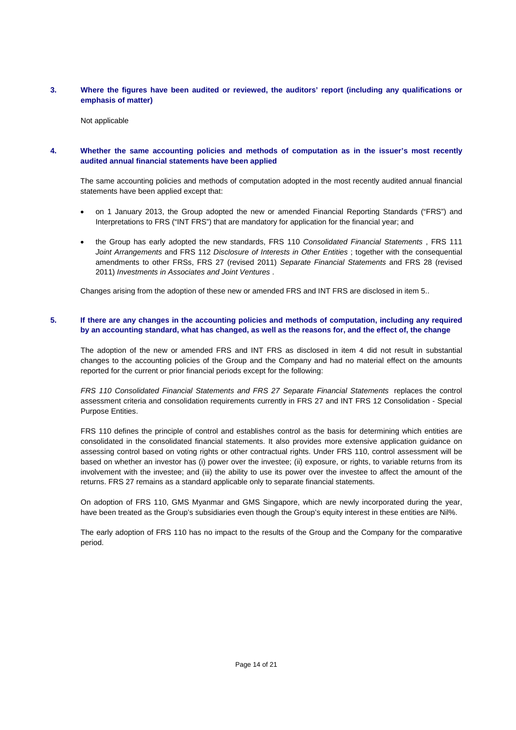**3. Where the figures have been audited or reviewed, the auditors' report (including any qualifications or emphasis of matter)**

Not applicable

**4. Whether the same accounting policies and methods of computation as in the issuer's most recently audited annual financial statements have been applied**

The same accounting policies and methods of computation adopted in the most recently audited annual financial statements have been applied except that:

- on 1 January 2013, the Group adopted the new or amended Financial Reporting Standards ("FRS") and Interpretations to FRS ("INT FRS") that are mandatory for application for the financial year; and
- the Group has early adopted the new standards, FRS 110 *Consolidated Financial Statements* , FRS 111 *Joint Arrangements* and FRS 112 *Disclosure of Interests in Other Entities* ; together with the consequential amendments to other FRSs, FRS 27 (revised 2011) *Separate Financial Statements* and FRS 28 (revised 2011) *Investments in Associates and Joint Ventures* .

Changes arising from the adoption of these new or amended FRS and INT FRS are disclosed in item 5..

**5. If there are any changes in the accounting policies and methods of computation, including any required by an accounting standard, what has changed, as well as the reasons for, and the effect of, the change**

The adoption of the new or amended FRS and INT FRS as disclosed in item 4 did not result in substantial changes to the accounting policies of the Group and the Company and had no material effect on the amounts reported for the current or prior financial periods except for the following:

*FRS 110 Consolidated Financial Statements and FRS 27 Separate Financial Statements* replaces the control assessment criteria and consolidation requirements currently in FRS 27 and INT FRS 12 Consolidation - Special Purpose Entities.

FRS 110 defines the principle of control and establishes control as the basis for determining which entities are consolidated in the consolidated financial statements. It also provides more extensive application guidance on assessing control based on voting rights or other contractual rights. Under FRS 110, control assessment will be based on whether an investor has (i) power over the investee; (ii) exposure, or rights, to variable returns from its involvement with the investee; and (iii) the ability to use its power over the investee to affect the amount of the returns. FRS 27 remains as a standard applicable only to separate financial statements.

On adoption of FRS 110, GMS Myanmar and GMS Singapore, which are newly incorporated during the year, have been treated as the Group's subsidiaries even though the Group's equity interest in these entities are Nil%.

The early adoption of FRS 110 has no impact to the results of the Group and the Company for the comparative period.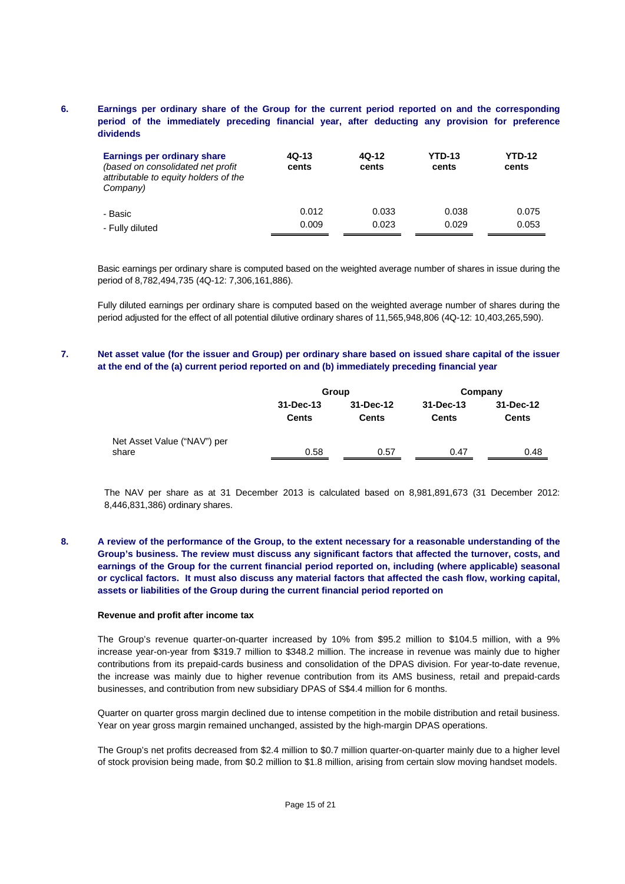## 6. Earnings per ordinary share of the Group for the current period reported on and the corresponding period of the immediately preceding financial year, after deducting any provision for preference dividends

| **Earnings per ordinary share** *(based on consolidated net profit attributable to equity holders of the Company)* | **4Q-13 cents** | **4Q-12 cents** | **YTD-13 cents** | **YTD-12 cents** |
|---|---|---|---|---|
| - Basic | 0.012 | 0.033 | 0.038 | 0.075 |
| - Fully diluted | 0.009 | 0.023 | 0.029 | 0.053 |

Basic earnings per ordinary share is computed based on the weighted average number of shares in issue during the period of 8,782,494,735 (4Q-12: 7,306,161,886).

Fully diluted earnings per ordinary share is computed based on the weighted average number of shares during the period adjusted for the effect of all potential dilutive ordinary shares of 11,565,948,806 (4Q-12: 10,403,265,590).

## 7. Net asset value (for the issuer and Group) per ordinary share based on issued share capital of the issuer at the end of the (a) current period reported on and (b) immediately preceding financial year

| | **Group** | | **Company** | |
|---|---|---|---|---|
| | **31-Dec-13 Cents** | **31-Dec-12 Cents** | **31-Dec-13 Cents** | **31-Dec-12 Cents** |
| Net Asset Value ("NAV") per share | 0.58 | 0.57 | 0.47 | 0.48 |

The NAV per share as at 31 December 2013 is calculated based on 8,981,891,673 (31 December 2012: 8,446,831,386) ordinary shares.

## 8. A review of the performance of the Group, to the extent necessary for a reasonable understanding of the Group's business. The review must discuss any significant factors that affected the turnover, costs, and earnings of the Group for the current financial period reported on, including (where applicable) seasonal or cyclical factors. It must also discuss any material factors that affected the cash flow, working capital, assets or liabilities of the Group during the current financial period reported on

**Revenue and profit after income tax**

The Group's revenue quarter-on-quarter increased by 10% from $95.2 million to $104.5 million, with a 9% increase year-on-year from $319.7 million to $348.2 million. The increase in revenue was mainly due to higher contributions from its prepaid-cards business and consolidation of the DPAS division. For year-to-date revenue, the increase was mainly due to higher revenue contribution from its AMS business, retail and prepaid-cards businesses, and contribution from new subsidiary DPAS of S$4.4 million for 6 months.

Quarter on quarter gross margin declined due to intense competition in the mobile distribution and retail business. Year on year gross margin remained unchanged, assisted by the high-margin DPAS operations.

The Group's net profits decreased from $2.4 million to $0.7 million quarter-on-quarter mainly due to a higher level of stock provision being made, from $0.2 million to $1.8 million, arising from certain slow moving handset models.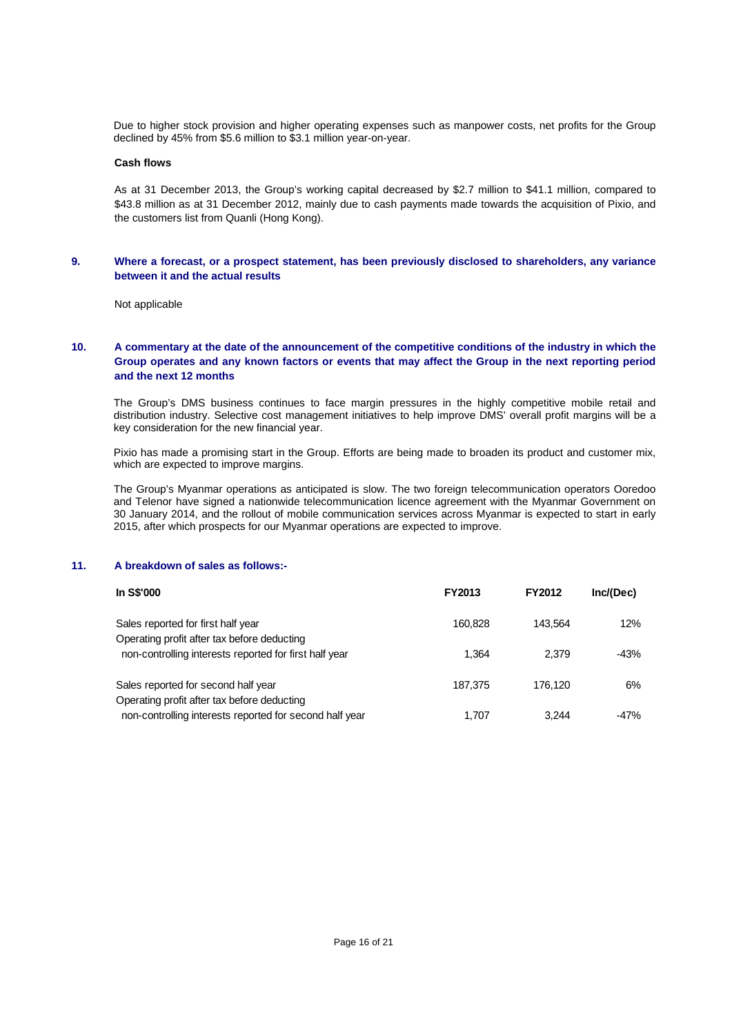Due to higher stock provision and higher operating expenses such as manpower costs, net profits for the Group declined by 45% from $5.6 million to $3.1 million year-on-year.

**Cash flows**

As at 31 December 2013, the Group's working capital decreased by $2.7 million to $41.1 million, compared to $43.8 million as at 31 December 2012, mainly due to cash payments made towards the acquisition of Pixio, and the customers list from Quanli (Hong Kong).

## 9. Where a forecast, or a prospect statement, has been previously disclosed to shareholders, any variance between it and the actual results

Not applicable

## 10. A commentary at the date of the announcement of the competitive conditions of the industry in which the Group operates and any known factors or events that may affect the Group in the next reporting period and the next 12 months

The Group's DMS business continues to face margin pressures in the highly competitive mobile retail and distribution industry. Selective cost management initiatives to help improve DMS' overall profit margins will be a key consideration for the new financial year.

Pixio has made a promising start in the Group. Efforts are being made to broaden its product and customer mix, which are expected to improve margins.

The Group's Myanmar operations as anticipated is slow. The two foreign telecommunication operators Ooredoo and Telenor have signed a nationwide telecommunication licence agreement with the Myanmar Government on 30 January 2014, and the rollout of mobile communication services across Myanmar is expected to start in early 2015, after which prospects for our Myanmar operations are expected to improve.

## 11. A breakdown of sales as follows:-

| In S$'000 | FY2013 | FY2012 | Inc/(Dec) |
|---|---|---|---|
| Sales reported for first half year | 160,828 | 143,564 | 12% |
| Operating profit after tax before deducting non-controlling interests reported for first half year | 1,364 | 2,379 | -43% |
| Sales reported for second half year | 187,375 | 176,120 | 6% |
| Operating profit after tax before deducting non-controlling interests reported for second half year | 1,707 | 3,244 | -47% |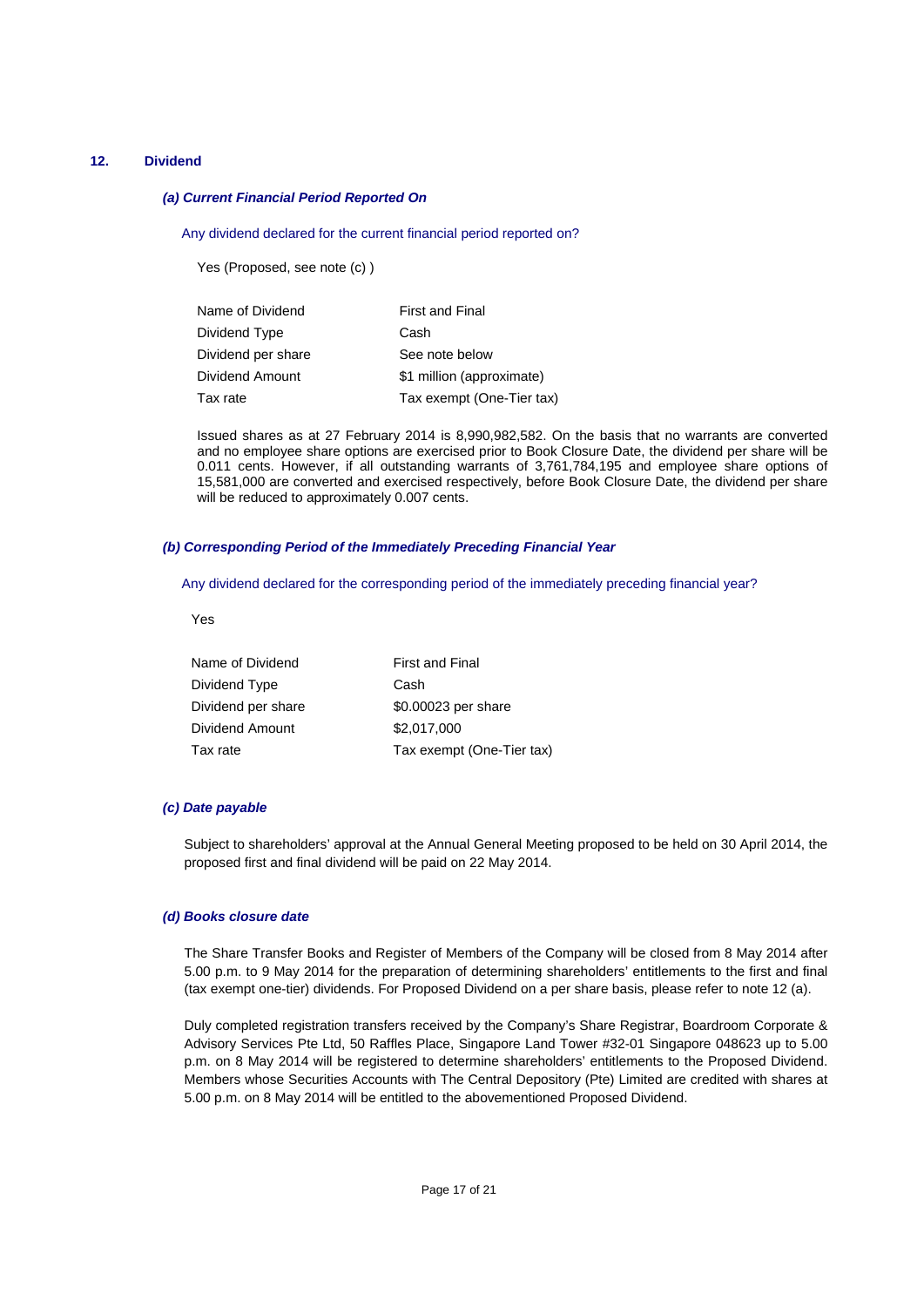## 12. Dividend

### *(a) Current Financial Period Reported On*

Any dividend declared for the current financial period reported on?

Yes (Proposed, see note (c) )

| | |
|---|---|
| Name of Dividend | First and Final |
| Dividend Type | Cash |
| Dividend per share | See note below |
| Dividend Amount | $1 million (approximate) |
| Tax rate | Tax exempt (One-Tier tax) |

Issued shares as at 27 February 2014 is 8,990,982,582. On the basis that no warrants are converted and no employee share options are exercised prior to Book Closure Date, the dividend per share will be 0.011 cents. However, if all outstanding warrants of 3,761,784,195 and employee share options of 15,581,000 are converted and exercised respectively, before Book Closure Date, the dividend per share will be reduced to approximately 0.007 cents.

### *(b) Corresponding Period of the Immediately Preceding Financial Year*

Any dividend declared for the corresponding period of the immediately preceding financial year?

Yes

| | |
|---|---|
| Name of Dividend | First and Final |
| Dividend Type | Cash |
| Dividend per share | $0.00023 per share |
| Dividend Amount | $2,017,000 |
| Tax rate | Tax exempt (One-Tier tax) |

### *(c) Date payable*

Subject to shareholders' approval at the Annual General Meeting proposed to be held on 30 April 2014, the proposed first and final dividend will be paid on 22 May 2014.

### *(d) Books closure date*

The Share Transfer Books and Register of Members of the Company will be closed from 8 May 2014 after 5.00 p.m. to 9 May 2014 for the preparation of determining shareholders' entitlements to the first and final (tax exempt one-tier) dividends. For Proposed Dividend on a per share basis, please refer to note 12 (a).

Duly completed registration transfers received by the Company's Share Registrar, Boardroom Corporate & Advisory Services Pte Ltd, 50 Raffles Place, Singapore Land Tower #32-01 Singapore 048623 up to 5.00 p.m. on 8 May 2014 will be registered to determine shareholders' entitlements to the Proposed Dividend. Members whose Securities Accounts with The Central Depository (Pte) Limited are credited with shares at 5.00 p.m. on 8 May 2014 will be entitled to the abovementioned Proposed Dividend.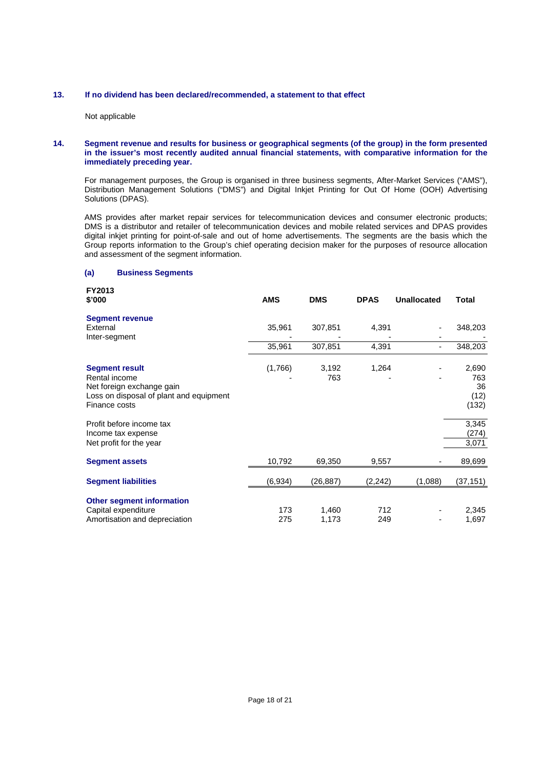**13. If no dividend has been declared/recommended, a statement to that effect**

Not applicable

**14. Segment revenue and results for business or geographical segments (of the group) in the form presented in the issuer's most recently audited annual financial statements, with comparative information for the immediately preceding year.**

For management purposes, the Group is organised in three business segments, After-Market Services ("AMS"), Distribution Management Solutions ("DMS") and Digital Inkjet Printing for Out Of Home (OOH) Advertising Solutions (DPAS).

AMS provides after market repair services for telecommunication devices and consumer electronic products; DMS is a distributor and retailer of telecommunication devices and mobile related services and DPAS provides digital inkjet printing for point-of-sale and out of home advertisements. The segments are the basis which the Group reports information to the Group's chief operating decision maker for the purposes of resource allocation and assessment of the segment information.

**(a) Business Segments**

| FY2013 $'000 | AMS | DMS | DPAS | Unallocated | Total |
|---|---|---|---|---|---|
| **Segment revenue** | | | | | |
| External | 35,961 | 307,851 | 4,391 | - | 348,203 |
| Inter-segment | - | - | - | - | - |
| | 35,961 | 307,851 | 4,391 | - | 348,203 |
| **Segment result** | (1,766) | 3,192 | 1,264 | - | 2,690 |
| Rental income | - | 763 | - | - | 763 |
| Net foreign exchange gain | | | | | 36 |
| Loss on disposal of plant and equipment | | | | | (12) |
| Finance costs | | | | | (132) |
| Profit before income tax | | | | | 3,345 |
| Income tax expense | | | | | (274) |
| Net profit for the year | | | | | 3,071 |
| **Segment assets** | 10,792 | 69,350 | 9,557 | - | 89,699 |
| **Segment liabilities** | (6,934) | (26,887) | (2,242) | (1,088) | (37,151) |
| **Other segment information** | | | | | |
| Capital expenditure | 173 | 1,460 | 712 | - | 2,345 |
| Amortisation and depreciation | 275 | 1,173 | 249 | - | 1,697 |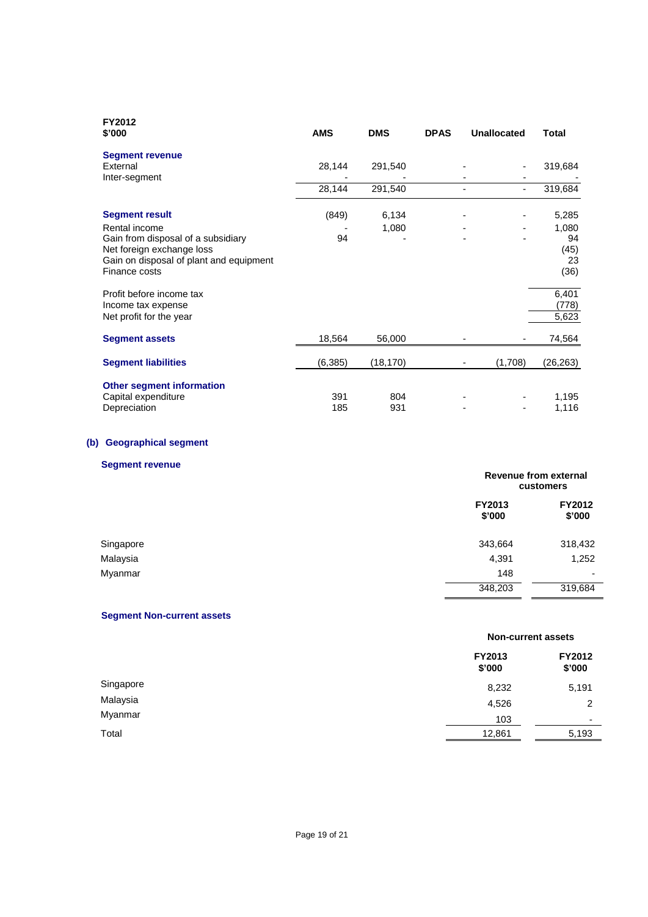| FY2012<br>$'000 | AMS | DMS | DPAS | Unallocated | Total |
|---|---|---|---|---|---|
| **Segment revenue** | | | | | |
| External | 28,144 | 291,540 | - | - | 319,684 |
| Inter-segment | - | - | - | - | - |
| | 28,144 | 291,540 | - | - | 319,684 |
| **Segment result** | (849) | 6,134 | - | - | 5,285 |
| Rental income | - | 1,080 | - | - | 1,080 |
| Gain from disposal of a subsidiary | 94 | - | - | - | 94 |
| Net foreign exchange loss | | | | | (45) |
| Gain on disposal of plant and equipment | | | | | 23 |
| Finance costs | | | | | (36) |
| Profit before income tax | | | | | 6,401 |
| Income tax expense | | | | | (778) |
| Net profit for the year | | | | | 5,623 |
| **Segment assets** | 18,564 | 56,000 | - | - | 74,564 |
| **Segment liabilities** | (6,385) | (18,170) | - | (1,708) | (26,263) |
| **Other segment information** | | | | | |
| Capital expenditure | 391 | 804 | - | - | 1,195 |
| Depreciation | 185 | 931 | - | - | 1,116 |

## (b) Geographical segment

**Segment revenue**

| | Revenue from external customers | |
|---|---|---|
| | FY2013<br>$'000 | FY2012<br>$'000 |
| Singapore | 343,664 | 318,432 |
| Malaysia | 4,391 | 1,252 |
| Myanmar | 148 | - |
| | 348,203 | 319,684 |

**Segment Non-current assets**

| | Non-current assets | |
|---|---|---|
| | FY2013<br>$'000 | FY2012<br>$'000 |
| Singapore | 8,232 | 5,191 |
| Malaysia | 4,526 | 2 |
| Myanmar | 103 | - |
| Total | 12,861 | 5,193 |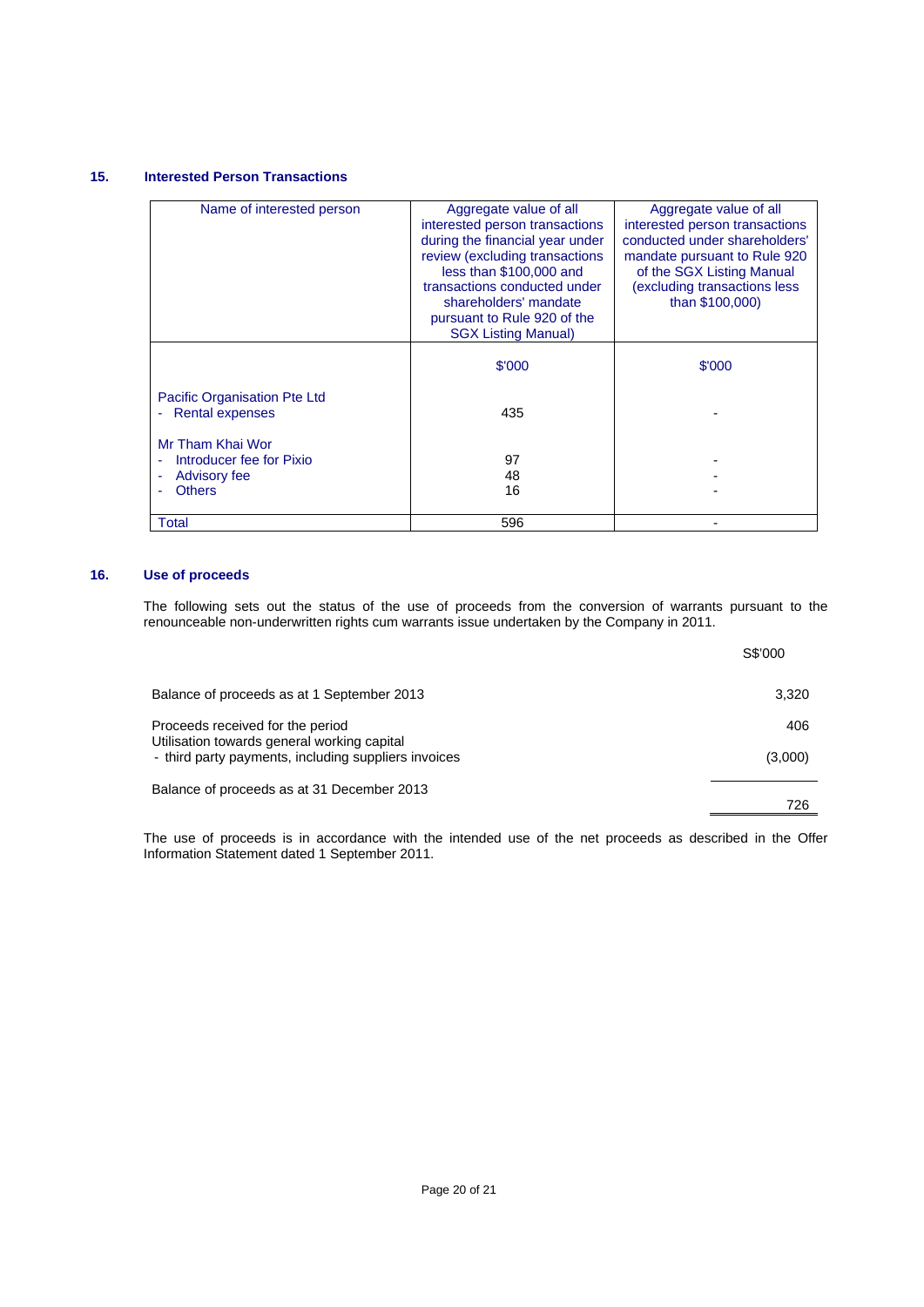## 15. Interested Person Transactions

| Name of interested person | Aggregate value of all interested person transactions during the financial year under review (excluding transactions less than \$100,000 and transactions conducted under shareholders' mandate pursuant to Rule 920 of the SGX Listing Manual) | Aggregate value of all interested person transactions conducted under shareholders' mandate pursuant to Rule 920 of the SGX Listing Manual (excluding transactions less than \$100,000) |
|---|---|---|
| | \$'000 | \$'000 |
| Pacific Organisation Pte Ltd | | |
| - Rental expenses | 435 | - |
| Mr Tham Khai Wor | | |
| - Introducer fee for Pixio | 97 | - |
| - Advisory fee | 48 | - |
| - Others | 16 | - |
| Total | 596 | - |

## 16. Use of proceeds

The following sets out the status of the use of proceeds from the conversion of warrants pursuant to the renounceable non-underwritten rights cum warrants issue undertaken by the Company in 2011.

| | S\$'000 |
|---|---|
| Balance of proceeds as at 1 September 2013 | 3,320 |
| Proceeds received for the period | 406 |
| Utilisation towards general working capital | |
| - third party payments, including suppliers invoices | (3,000) |
| Balance of proceeds as at 31 December 2013 | 726 |

The use of proceeds is in accordance with the intended use of the net proceeds as described in the Offer Information Statement dated 1 September 2011.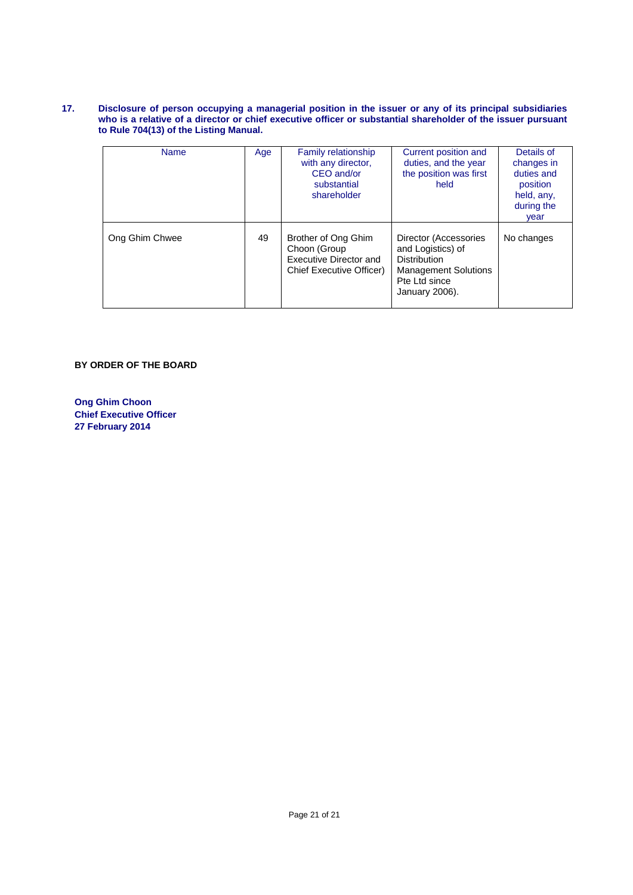**17. Disclosure of person occupying a managerial position in the issuer or any of its principal subsidiaries who is a relative of a director or chief executive officer or substantial shareholder of the issuer pursuant to Rule 704(13) of the Listing Manual.**

| Name | Age | Family relationship with any director, CEO and/or substantial shareholder | Current position and duties, and the year the position was first held | Details of changes in duties and position held, any, during the year |
|---|---|---|---|---|
| Ong Ghim Chwee | 49 | Brother of Ong Ghim Choon (Group Executive Director and Chief Executive Officer) | Director (Accessories and Logistics) of Distribution Management Solutions Pte Ltd since January 2006). | No changes |

**BY ORDER OF THE BOARD**

**Ong Ghim Choon**
**Chief Executive Officer**
**27 February 2014**